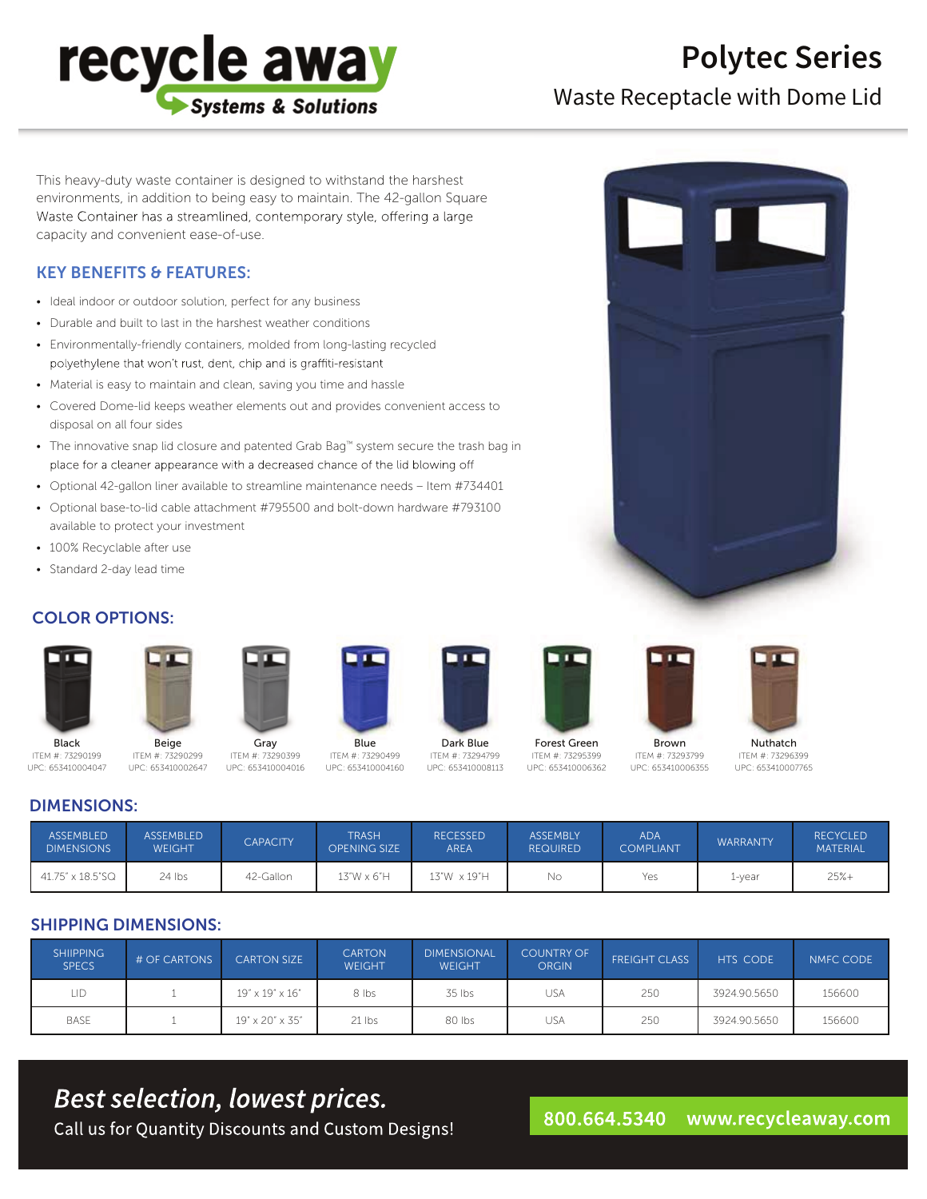recycle away
Systems & Solutions

# Polytec Series

## Waste Receptacle with Dome Lid

This heavy-duty waste container is designed to withstand the harshest environments, in addition to being easy to maintain. The 42-gallon Square Waste Container has a streamlined, contemporary style, offering a large capacity and convenient ease-of-use.

### KEY BENEFITS & FEATURES:

- Ideal indoor or outdoor solution, perfect for any business
- Durable and built to last in the harshest weather conditions
- Environmentally-friendly containers, molded from long-lasting recycled polyethylene that won't rust, dent, chip and is graffiti-resistant
- Material is easy to maintain and clean, saving you time and hassle
- Covered Dome-lid keeps weather elements out and provides convenient access to disposal on all four sides
- The innovative snap lid closure and patented Grab Bag™ system secure the trash bag in place for a cleaner appearance with a decreased chance of the lid blowing off
- Optional 42-gallon liner available to streamline maintenance needs – Item #734401
- Optional base-to-lid cable attachment #795500 and bolt-down hardware #793100 available to protect your investment
- 100% Recyclable after use
- Standard 2-day lead time

### COLOR OPTIONS:

| Color | Item # | UPC |
|---|---|---|
| Black | 73290199 | 653410004047 |
| Beige | 73290299 | 653410002647 |
| Gray | 73290399 | 653410004016 |
| Blue | 73290499 | 653410004160 |
| Dark Blue | 73294799 | 653410008113 |
| Forest Green | 73295399 | 653410006362 |
| Brown | 73293799 | 653410006355 |
| Nuthatch | 73296399 | 653410007765 |

### DIMENSIONS:

| ASSEMBLED DIMENSIONS | ASSEMBLED WEIGHT | CAPACITY | TRASH OPENING SIZE | RECESSED AREA | ASSEMBLY REQUIRED | ADA COMPLIANT | WARRANTY | RECYCLED MATERIAL |
|---|---|---|---|---|---|---|---|---|
| 41.75" x 18.5"SQ | 24 lbs | 42-Gallon | 13"W x 6"H | 13"W x 19"H | No | Yes | 1-year | 25%+ |

### SHIPPING DIMENSIONS:

| SHIIPPING SPECS | # OF CARTONS | CARTON SIZE | CARTON WEIGHT | DIMENSIONAL WEIGHT | COUNTRY OF ORGIN | FREIGHT CLASS | HTS CODE | NMFC CODE |
|---|---|---|---|---|---|---|---|---|
| LID | 1 | 19" x 19" x 16" | 8 lbs | 35 lbs | USA | 250 | 3924.90.5650 | 156600 |
| BASE | 1 | 19" x 20" x 35" | 21 lbs | 80 lbs | USA | 250 | 3924.90.5650 | 156600 |

*Best selection, lowest prices.*

Call us for Quantity Discounts and Custom Designs!

800.664.5340 www.recycleaway.com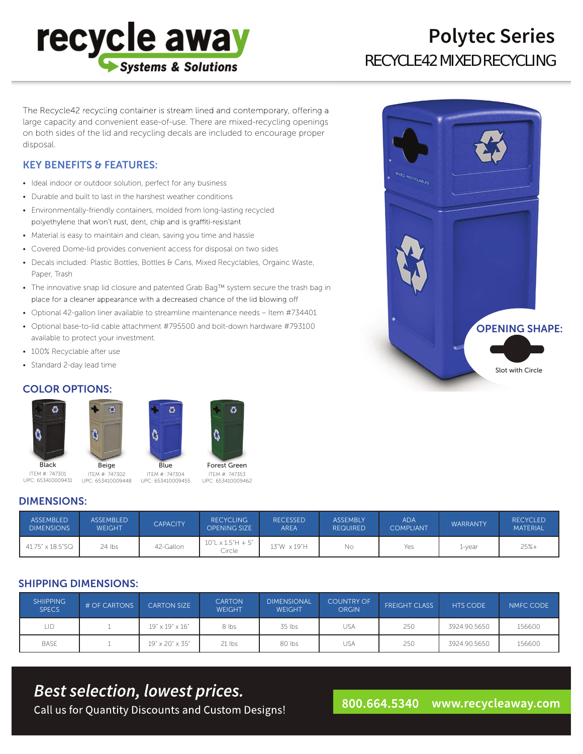# recycle away

Systems & Solutions

## Polytec Series

RECYCLE42 MIXED RECYCLING

The Recycle42 recycling container is stream lined and contemporary, offering a large capacity and convenient ease-of-use. There are mixed-recycling openings on both sides of the lid and recycling decals are included to encourage proper disposal.

### KEY BENEFITS & FEATURES:

- Ideal indoor or outdoor solution, perfect for any business
- Durable and built to last in the harshest weather conditions
- Environmentally-friendly containers, molded from long-lasting recycled polyethylene that won't rust, dent, chip and is graffiti-resistant
- Material is easy to maintain and clean, saving you time and hassle
- Covered Dome-lid provides convenient access for disposal on two sides
- Decals included: Plastic Bottles, Bottles & Cans, Mixed Recyclables, Orgainc Waste, Paper, Trash
- The innovative snap lid closure and patented Grab Bag™ system secure the trash bag in place for a cleaner appearance with a decreased chance of the lid blowing off
- Optional 42-gallon liner available to streamline maintenance needs – Item #734401
- Optional base-to-lid cable attachment #795500 and bolt-down hardware #793100 available to protect your investment.
- 100% Recyclable after use
- Standard 2-day lead time

**OPENING SHAPE:**

Slot with Circle

### COLOR OPTIONS:

Black
ITEM #: 747301
UPC: 653410009431

Beige
ITEM #: 747302
UPC: 653410009448

Blue
ITEM #: 747304
UPC: 653410009455

Forest Green
ITEM #: 747353
UPC: 653410009462

### DIMENSIONS:

| ASSEMBLED DIMENSIONS | ASSEMBLED WEIGHT | CAPACITY | RECYCLING OPENING SIZE | RECESSED AREA | ASSEMBLY REQUIRED | ADA COMPLIANT | WARRANTY | RECYCLED MATERIAL |
|---|---|---|---|---|---|---|---|---|
| 41.75" x 18.5"SQ | 24 lbs | 42-Gallon | 10"L x 1.5"H + 5" Circle | 13"W x 19"H | No | Yes | 1-year | 25%+ |

### SHIPPING DIMENSIONS:

| SHIIPPING SPECS | # OF CARTONS | CARTON SIZE | CARTON WEIGHT | DIMENSIONAL WEIGHT | COUNTRY OF ORGIN | FREIGHT CLASS | HTS CODE | NMFC CODE |
|---|---|---|---|---|---|---|---|---|
| LID | 1 | 19" x 19" x 16" | 8 lbs | 35 lbs | USA | 250 | 3924.90.5650 | 156600 |
| BASE | 1 | 19" x 20" x 35" | 21 lbs | 80 lbs | USA | 250 | 3924.90.5650 | 156600 |

*Best selection, lowest prices.*

Call us for Quantity Discounts and Custom Designs!

**800.664.5340 www.recycleaway.com**